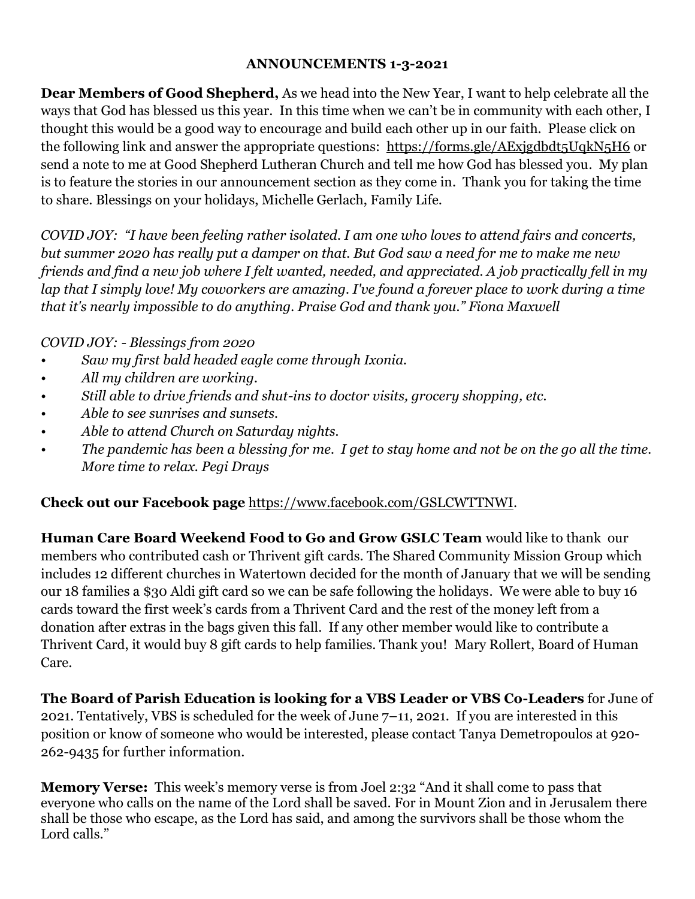**ANNOUNCEMENTS 1-3-2021**

**Dear Members of Good Shepherd,** As we head into the New Year, I want to help celebrate all the ways that God has blessed us this year. In this time when we can't be in community with each other, I thought this would be a good way to encourage and build each other up in our faith. Please click on the following link and answer the appropriate questions: https://forms.gle/AExjgdbdt5UqkN5H6 or send a note to me at Good Shepherd Lutheran Church and tell me how God has blessed you. My plan is to feature the stories in our announcement section as they come in. Thank you for taking the time to share. Blessings on your holidays, Michelle Gerlach, Family Life.

*COVID JOY: "I have been feeling rather isolated. I am one who loves to attend fairs and concerts, but summer 2020 has really put a damper on that. But God saw a need for me to make me new friends and find a new job where I felt wanted, needed, and appreciated. A job practically fell in my lap that I simply love! My coworkers are amazing. I've found a forever place to work during a time that it's nearly impossible to do anything. Praise God and thank you." Fiona Maxwell*

*COVID JOY: - Blessings from 2020*

- *Saw my first bald headed eagle come through Ixonia.*
- *All my children are working.*
- *Still able to drive friends and shut-ins to doctor visits, grocery shopping, etc.*
- *Able to see sunrises and sunsets.*
- *Able to attend Church on Saturday nights.*
- *The pandemic has been a blessing for me. I get to stay home and not be on the go all the time. More time to relax. Pegi Drays*

**Check out our Facebook page** https://www.facebook.com/GSLCWTTNWI.

**Human Care Board Weekend Food to Go and Grow GSLC Team** would like to thank our members who contributed cash or Thrivent gift cards. The Shared Community Mission Group which includes 12 different churches in Watertown decided for the month of January that we will be sending our 18 families a $30 Aldi gift card so we can be safe following the holidays. We were able to buy 16 cards toward the first week's cards from a Thrivent Card and the rest of the money left from a donation after extras in the bags given this fall. If any other member would like to contribute a Thrivent Card, it would buy 8 gift cards to help families. Thank you! Mary Rollert, Board of Human Care.

**The Board of Parish Education is looking for a VBS Leader or VBS Co-Leaders** for June of 2021. Tentatively, VBS is scheduled for the week of June 7–11, 2021. If you are interested in this position or know of someone who would be interested, please contact Tanya Demetropoulos at 920-262-9435 for further information.

**Memory Verse:** This week's memory verse is from Joel 2:32 "And it shall come to pass that everyone who calls on the name of the Lord shall be saved. For in Mount Zion and in Jerusalem there shall be those who escape, as the Lord has said, and among the survivors shall be those whom the Lord calls."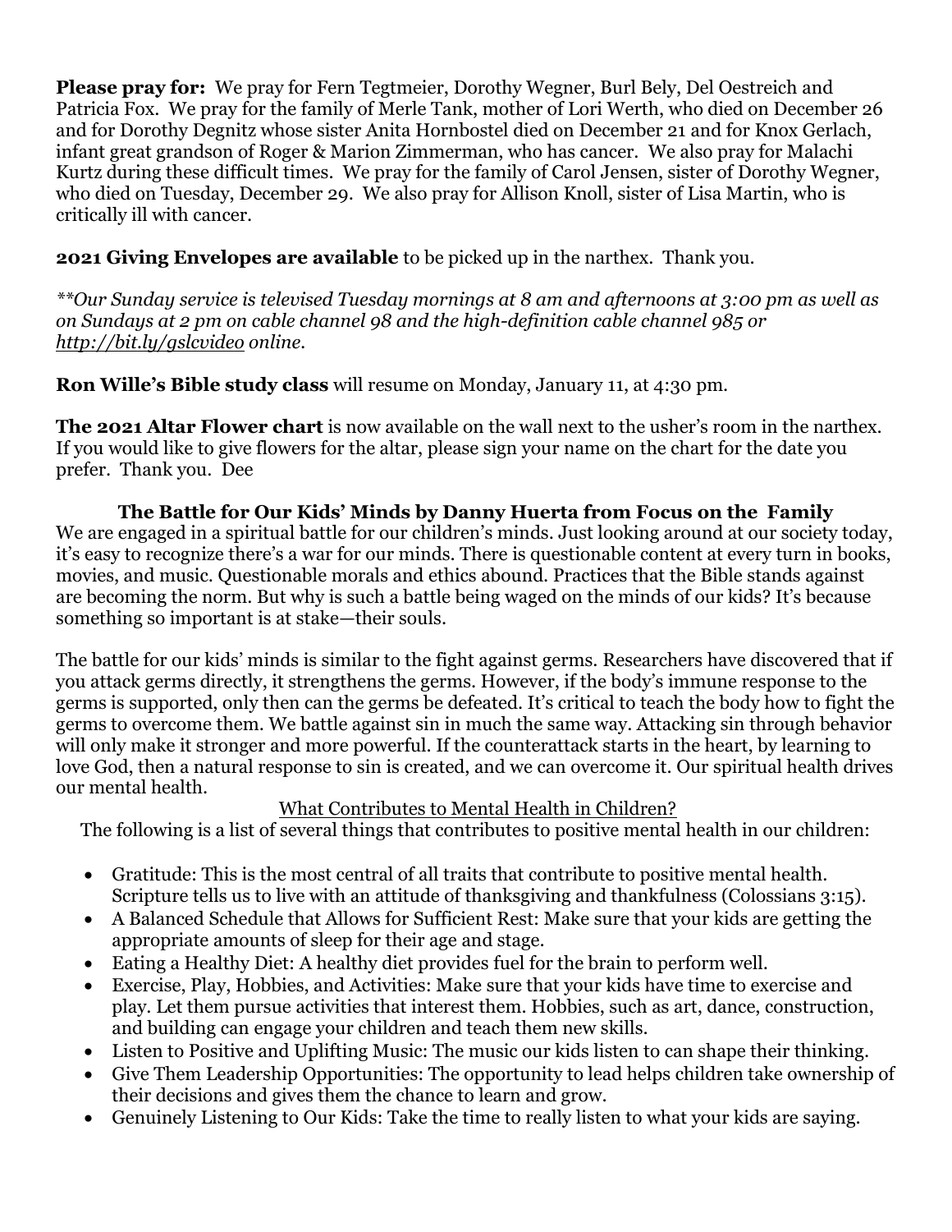**Please pray for:** We pray for Fern Tegtmeier, Dorothy Wegner, Burl Bely, Del Oestreich and Patricia Fox. We pray for the family of Merle Tank, mother of Lori Werth, who died on December 26 and for Dorothy Degnitz whose sister Anita Hornbostel died on December 21 and for Knox Gerlach, infant great grandson of Roger & Marion Zimmerman, who has cancer. We also pray for Malachi Kurtz during these difficult times. We pray for the family of Carol Jensen, sister of Dorothy Wegner, who died on Tuesday, December 29. We also pray for Allison Knoll, sister of Lisa Martin, who is critically ill with cancer.

**2021 Giving Envelopes are available** to be picked up in the narthex. Thank you.

*\*\*Our Sunday service is televised Tuesday mornings at 8 am and afternoons at 3:00 pm as well as on Sundays at 2 pm on cable channel 98 and the high-definition cable channel 985 or http://bit.ly/gslcvideo online.*

**Ron Wille's Bible study class** will resume on Monday, January 11, at 4:30 pm.

**The 2021 Altar Flower chart** is now available on the wall next to the usher's room in the narthex. If you would like to give flowers for the altar, please sign your name on the chart for the date you prefer. Thank you. Dee

## The Battle for Our Kids' Minds by Danny Huerta from Focus on the Family

We are engaged in a spiritual battle for our children's minds. Just looking around at our society today, it's easy to recognize there's a war for our minds. There is questionable content at every turn in books, movies, and music. Questionable morals and ethics abound. Practices that the Bible stands against are becoming the norm. But why is such a battle being waged on the minds of our kids? It's because something so important is at stake—their souls.

The battle for our kids' minds is similar to the fight against germs. Researchers have discovered that if you attack germs directly, it strengthens the germs. However, if the body's immune response to the germs is supported, only then can the germs be defeated. It's critical to teach the body how to fight the germs to overcome them. We battle against sin in much the same way. Attacking sin through behavior will only make it stronger and more powerful. If the counterattack starts in the heart, by learning to love God, then a natural response to sin is created, and we can overcome it. Our spiritual health drives our mental health.

### What Contributes to Mental Health in Children?

The following is a list of several things that contributes to positive mental health in our children:

- Gratitude: This is the most central of all traits that contribute to positive mental health. Scripture tells us to live with an attitude of thanksgiving and thankfulness (Colossians 3:15).
- A Balanced Schedule that Allows for Sufficient Rest: Make sure that your kids are getting the appropriate amounts of sleep for their age and stage.
- Eating a Healthy Diet: A healthy diet provides fuel for the brain to perform well.
- Exercise, Play, Hobbies, and Activities: Make sure that your kids have time to exercise and play. Let them pursue activities that interest them. Hobbies, such as art, dance, construction, and building can engage your children and teach them new skills.
- Listen to Positive and Uplifting Music: The music our kids listen to can shape their thinking.
- Give Them Leadership Opportunities: The opportunity to lead helps children take ownership of their decisions and gives them the chance to learn and grow.
- Genuinely Listening to Our Kids: Take the time to really listen to what your kids are saying.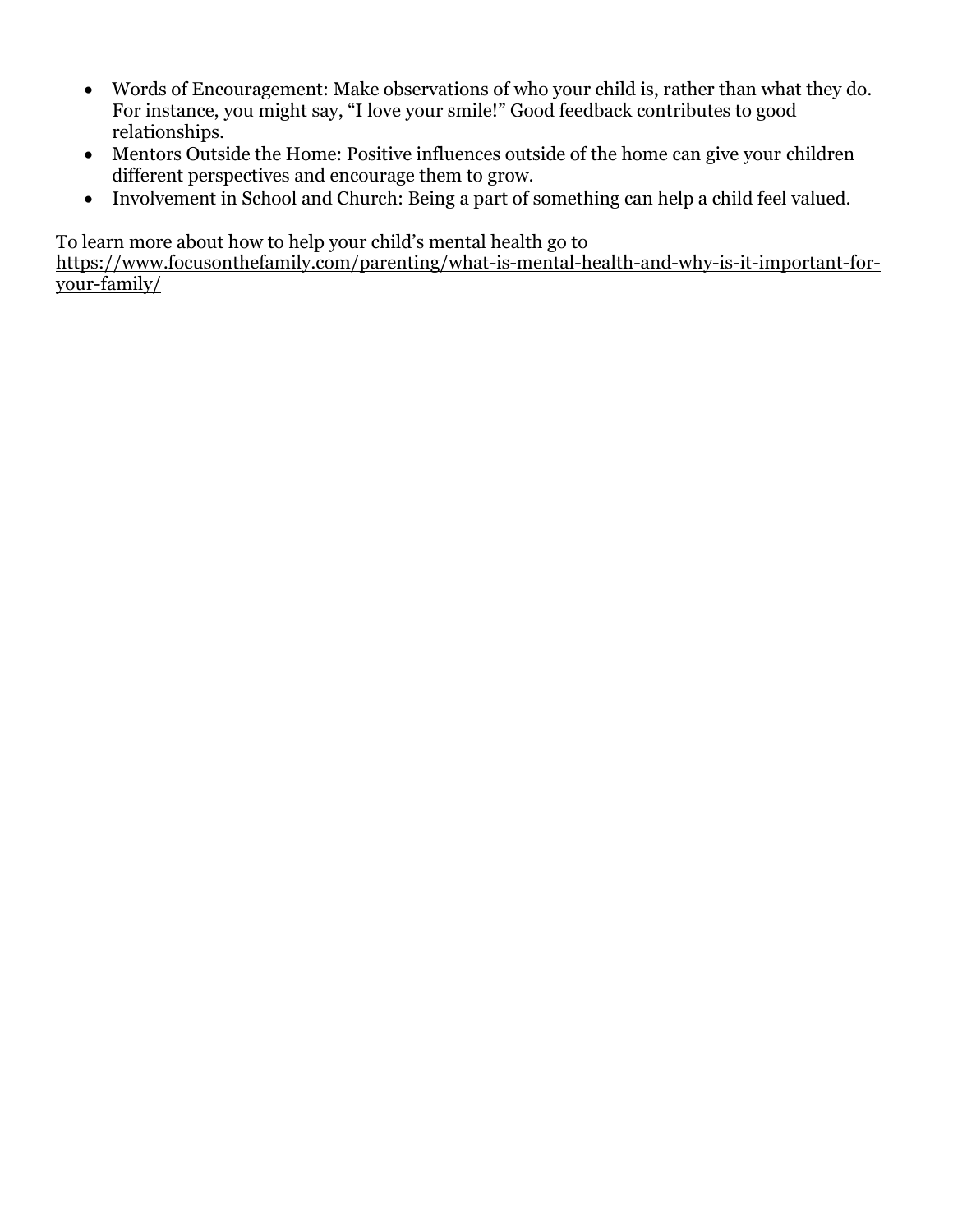- Words of Encouragement: Make observations of who your child is, rather than what they do. For instance, you might say, "I love your smile!" Good feedback contributes to good relationships.
- Mentors Outside the Home: Positive influences outside of the home can give your children different perspectives and encourage them to grow.
- Involvement in School and Church: Being a part of something can help a child feel valued.

To learn more about how to help your child's mental health go to https://www.focusonthefamily.com/parenting/what-is-mental-health-and-why-is-it-important-for-your-family/